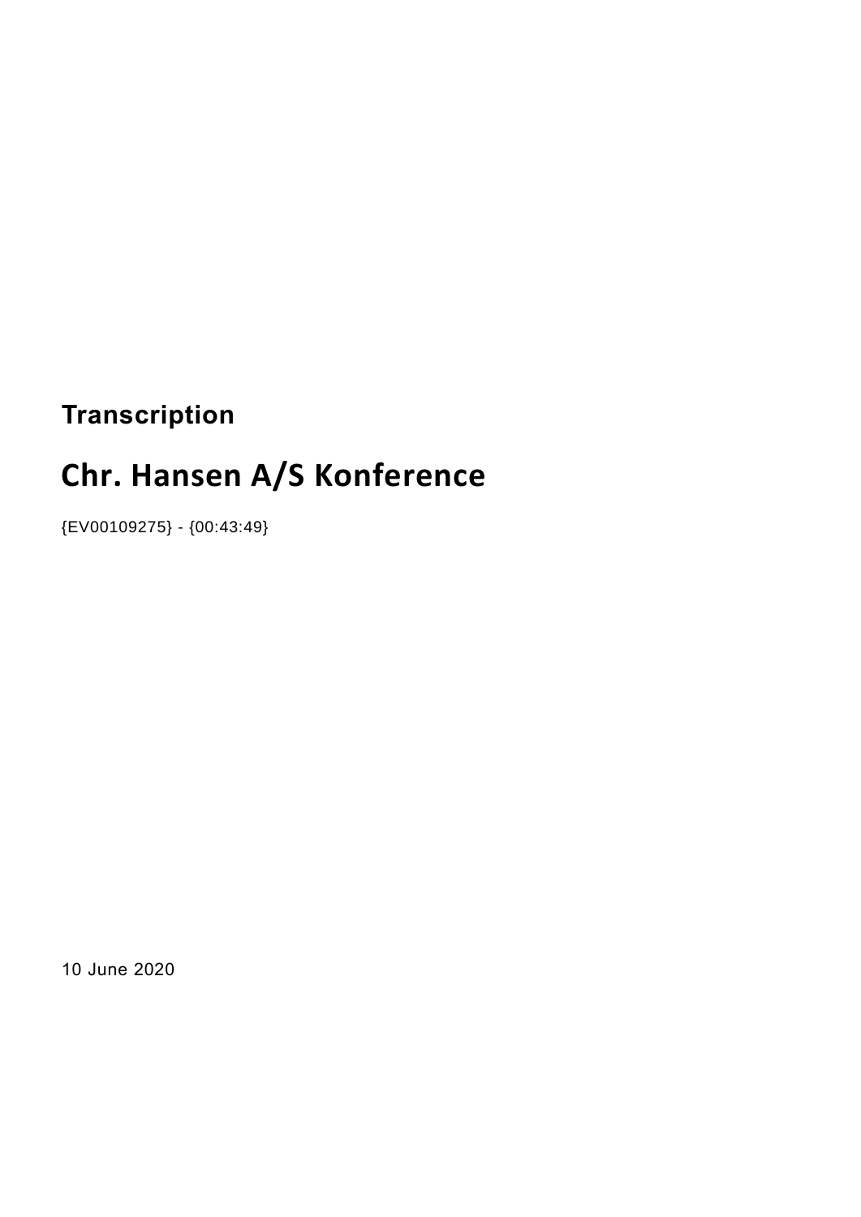**Transcription**

# Chr. Hansen A/S Konference

{EV00109275} - {00:43:49}

10 June 2020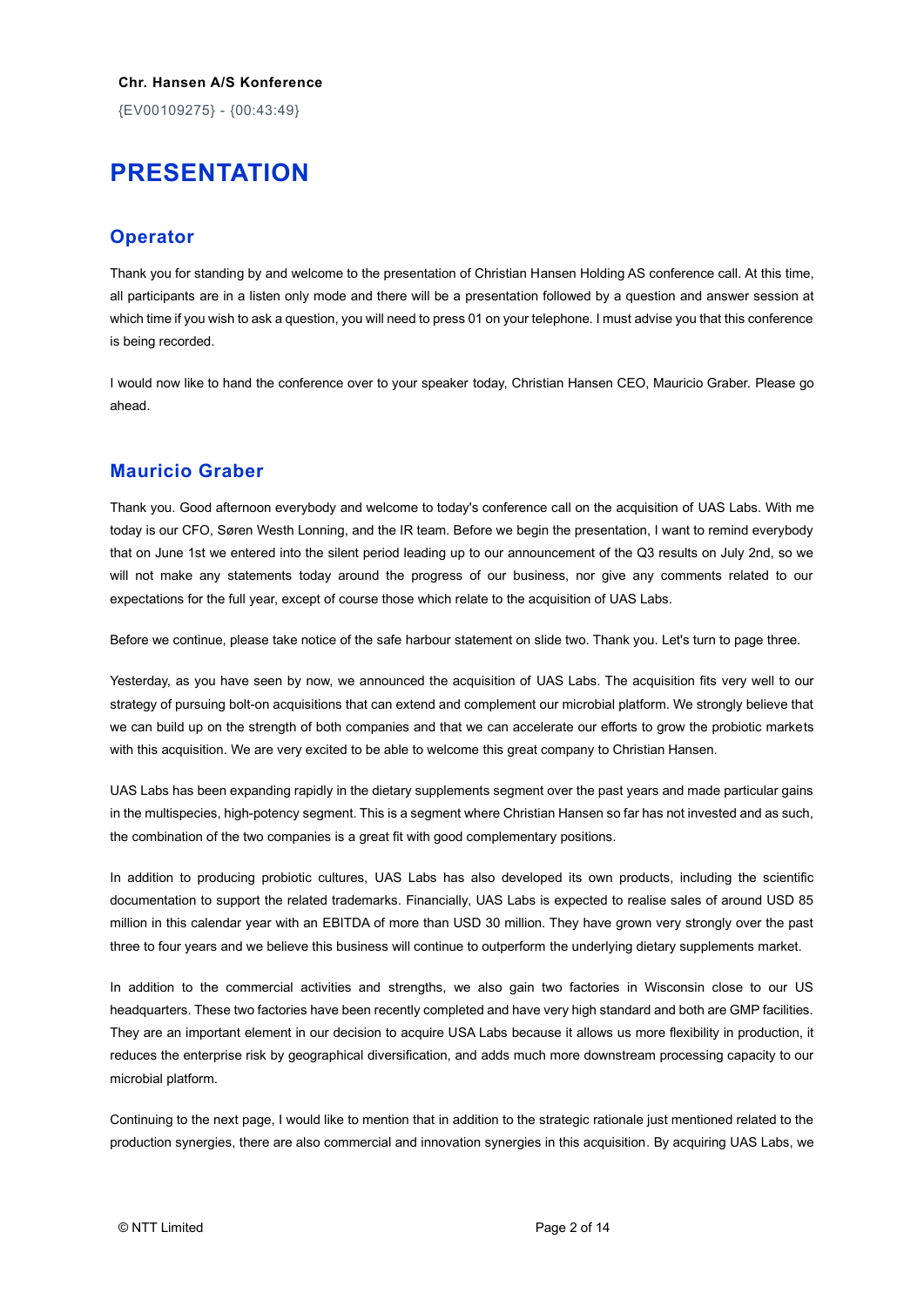**Chr. Hansen A/S Konference**

{EV00109275} - {00:43:49}

# PRESENTATION

## Operator

Thank you for standing by and welcome to the presentation of Christian Hansen Holding AS conference call. At this time, all participants are in a listen only mode and there will be a presentation followed by a question and answer session at which time if you wish to ask a question, you will need to press 01 on your telephone. I must advise you that this conference is being recorded.

I would now like to hand the conference over to your speaker today, Christian Hansen CEO, Mauricio Graber. Please go ahead.

## Mauricio Graber

Thank you. Good afternoon everybody and welcome to today's conference call on the acquisition of UAS Labs. With me today is our CFO, Søren Westh Lonning, and the IR team. Before we begin the presentation, I want to remind everybody that on June 1st we entered into the silent period leading up to our announcement of the Q3 results on July 2nd, so we will not make any statements today around the progress of our business, nor give any comments related to our expectations for the full year, except of course those which relate to the acquisition of UAS Labs.

Before we continue, please take notice of the safe harbour statement on slide two. Thank you. Let's turn to page three.

Yesterday, as you have seen by now, we announced the acquisition of UAS Labs. The acquisition fits very well to our strategy of pursuing bolt-on acquisitions that can extend and complement our microbial platform. We strongly believe that we can build up on the strength of both companies and that we can accelerate our efforts to grow the probiotic markets with this acquisition. We are very excited to be able to welcome this great company to Christian Hansen.

UAS Labs has been expanding rapidly in the dietary supplements segment over the past years and made particular gains in the multispecies, high-potency segment. This is a segment where Christian Hansen so far has not invested and as such, the combination of the two companies is a great fit with good complementary positions.

In addition to producing probiotic cultures, UAS Labs has also developed its own products, including the scientific documentation to support the related trademarks. Financially, UAS Labs is expected to realise sales of around USD 85 million in this calendar year with an EBITDA of more than USD 30 million. They have grown very strongly over the past three to four years and we believe this business will continue to outperform the underlying dietary supplements market.

In addition to the commercial activities and strengths, we also gain two factories in Wisconsin close to our US headquarters. These two factories have been recently completed and have very high standard and both are GMP facilities. They are an important element in our decision to acquire USA Labs because it allows us more flexibility in production, it reduces the enterprise risk by geographical diversification, and adds much more downstream processing capacity to our microbial platform.

Continuing to the next page, I would like to mention that in addition to the strategic rationale just mentioned related to the production synergies, there are also commercial and innovation synergies in this acquisition. By acquiring UAS Labs, we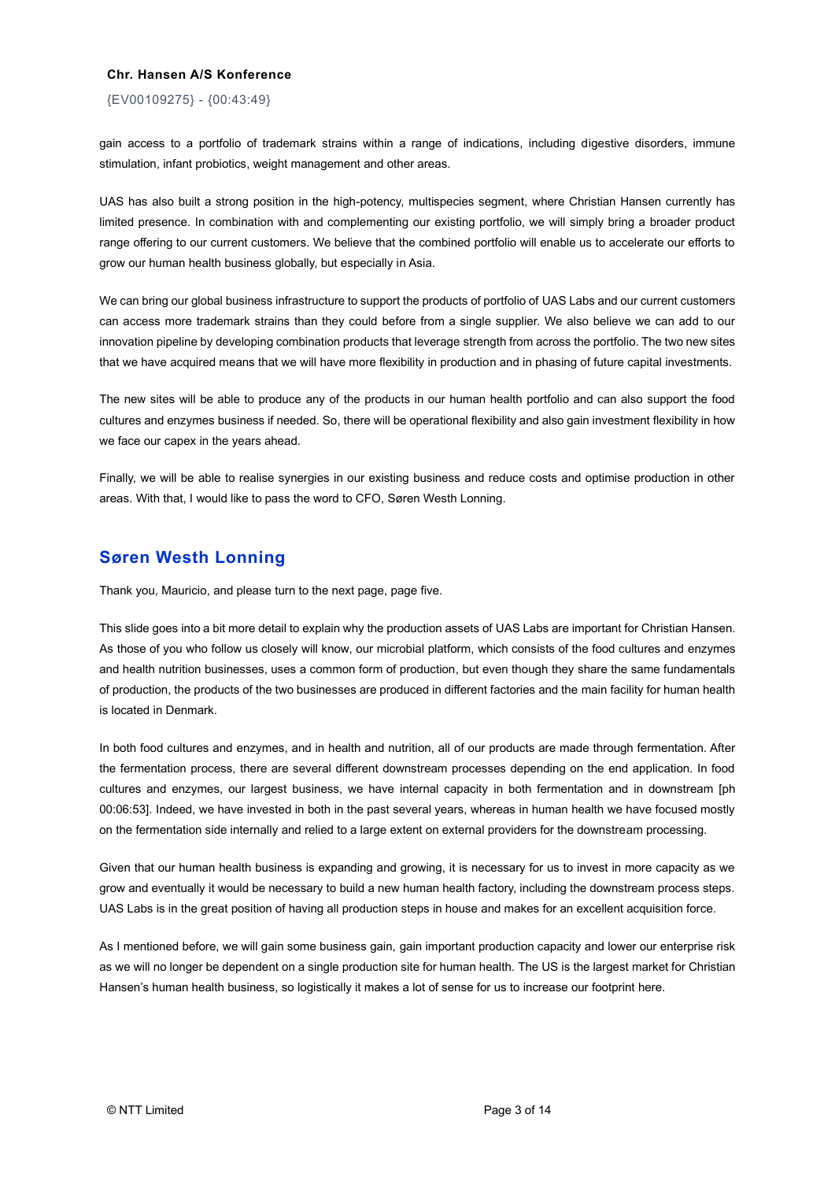gain access to a portfolio of trademark strains within a range of indications, including digestive disorders, immune stimulation, infant probiotics, weight management and other areas.

UAS has also built a strong position in the high-potency, multispecies segment, where Christian Hansen currently has limited presence. In combination with and complementing our existing portfolio, we will simply bring a broader product range offering to our current customers. We believe that the combined portfolio will enable us to accelerate our efforts to grow our human health business globally, but especially in Asia.

We can bring our global business infrastructure to support the products of portfolio of UAS Labs and our current customers can access more trademark strains than they could before from a single supplier. We also believe we can add to our innovation pipeline by developing combination products that leverage strength from across the portfolio. The two new sites that we have acquired means that we will have more flexibility in production and in phasing of future capital investments.

The new sites will be able to produce any of the products in our human health portfolio and can also support the food cultures and enzymes business if needed. So, there will be operational flexibility and also gain investment flexibility in how we face our capex in the years ahead.

Finally, we will be able to realise synergies in our existing business and reduce costs and optimise production in other areas. With that, I would like to pass the word to CFO, Søren Westh Lonning.

## Søren Westh Lonning

Thank you, Mauricio, and please turn to the next page, page five.

This slide goes into a bit more detail to explain why the production assets of UAS Labs are important for Christian Hansen. As those of you who follow us closely will know, our microbial platform, which consists of the food cultures and enzymes and health nutrition businesses, uses a common form of production, but even though they share the same fundamentals of production, the products of the two businesses are produced in different factories and the main facility for human health is located in Denmark.

In both food cultures and enzymes, and in health and nutrition, all of our products are made through fermentation. After the fermentation process, there are several different downstream processes depending on the end application. In food cultures and enzymes, our largest business, we have internal capacity in both fermentation and in downstream [ph 00:06:53]. Indeed, we have invested in both in the past several years, whereas in human health we have focused mostly on the fermentation side internally and relied to a large extent on external providers for the downstream processing.

Given that our human health business is expanding and growing, it is necessary for us to invest in more capacity as we grow and eventually it would be necessary to build a new human health factory, including the downstream process steps. UAS Labs is in the great position of having all production steps in house and makes for an excellent acquisition force.

As I mentioned before, we will gain some business gain, gain important production capacity and lower our enterprise risk as we will no longer be dependent on a single production site for human health. The US is the largest market for Christian Hansen's human health business, so logistically it makes a lot of sense for us to increase our footprint here.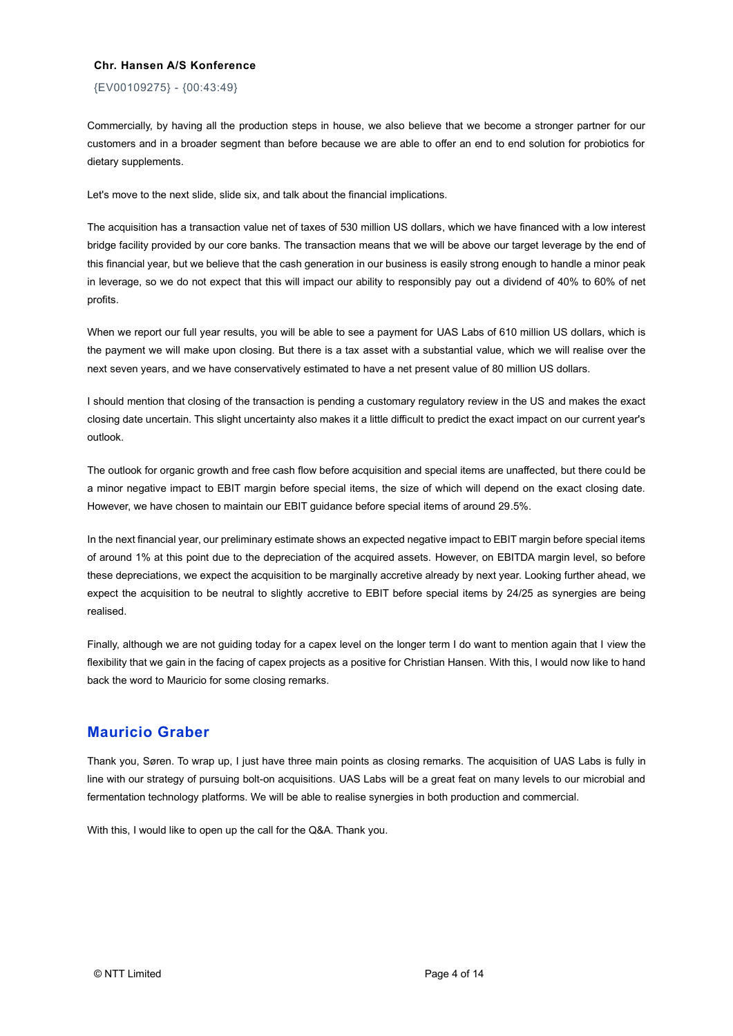Commercially, by having all the production steps in house, we also believe that we become a stronger partner for our customers and in a broader segment than before because we are able to offer an end to end solution for probiotics for dietary supplements.

Let's move to the next slide, slide six, and talk about the financial implications.

The acquisition has a transaction value net of taxes of 530 million US dollars, which we have financed with a low interest bridge facility provided by our core banks. The transaction means that we will be above our target leverage by the end of this financial year, but we believe that the cash generation in our business is easily strong enough to handle a minor peak in leverage, so we do not expect that this will impact our ability to responsibly pay out a dividend of 40% to 60% of net profits.

When we report our full year results, you will be able to see a payment for UAS Labs of 610 million US dollars, which is the payment we will make upon closing. But there is a tax asset with a substantial value, which we will realise over the next seven years, and we have conservatively estimated to have a net present value of 80 million US dollars.

I should mention that closing of the transaction is pending a customary regulatory review in the US and makes the exact closing date uncertain. This slight uncertainty also makes it a little difficult to predict the exact impact on our current year's outlook.

The outlook for organic growth and free cash flow before acquisition and special items are unaffected, but there could be a minor negative impact to EBIT margin before special items, the size of which will depend on the exact closing date. However, we have chosen to maintain our EBIT guidance before special items of around 29.5%.

In the next financial year, our preliminary estimate shows an expected negative impact to EBIT margin before special items of around 1% at this point due to the depreciation of the acquired assets. However, on EBITDA margin level, so before these depreciations, we expect the acquisition to be marginally accretive already by next year. Looking further ahead, we expect the acquisition to be neutral to slightly accretive to EBIT before special items by 24/25 as synergies are being realised.

Finally, although we are not guiding today for a capex level on the longer term I do want to mention again that I view the flexibility that we gain in the facing of capex projects as a positive for Christian Hansen. With this, I would now like to hand back the word to Mauricio for some closing remarks.

## Mauricio Graber

Thank you, Søren. To wrap up, I just have three main points as closing remarks. The acquisition of UAS Labs is fully in line with our strategy of pursuing bolt-on acquisitions. UAS Labs will be a great feat on many levels to our microbial and fermentation technology platforms. We will be able to realise synergies in both production and commercial.

With this, I would like to open up the call for the Q&A. Thank you.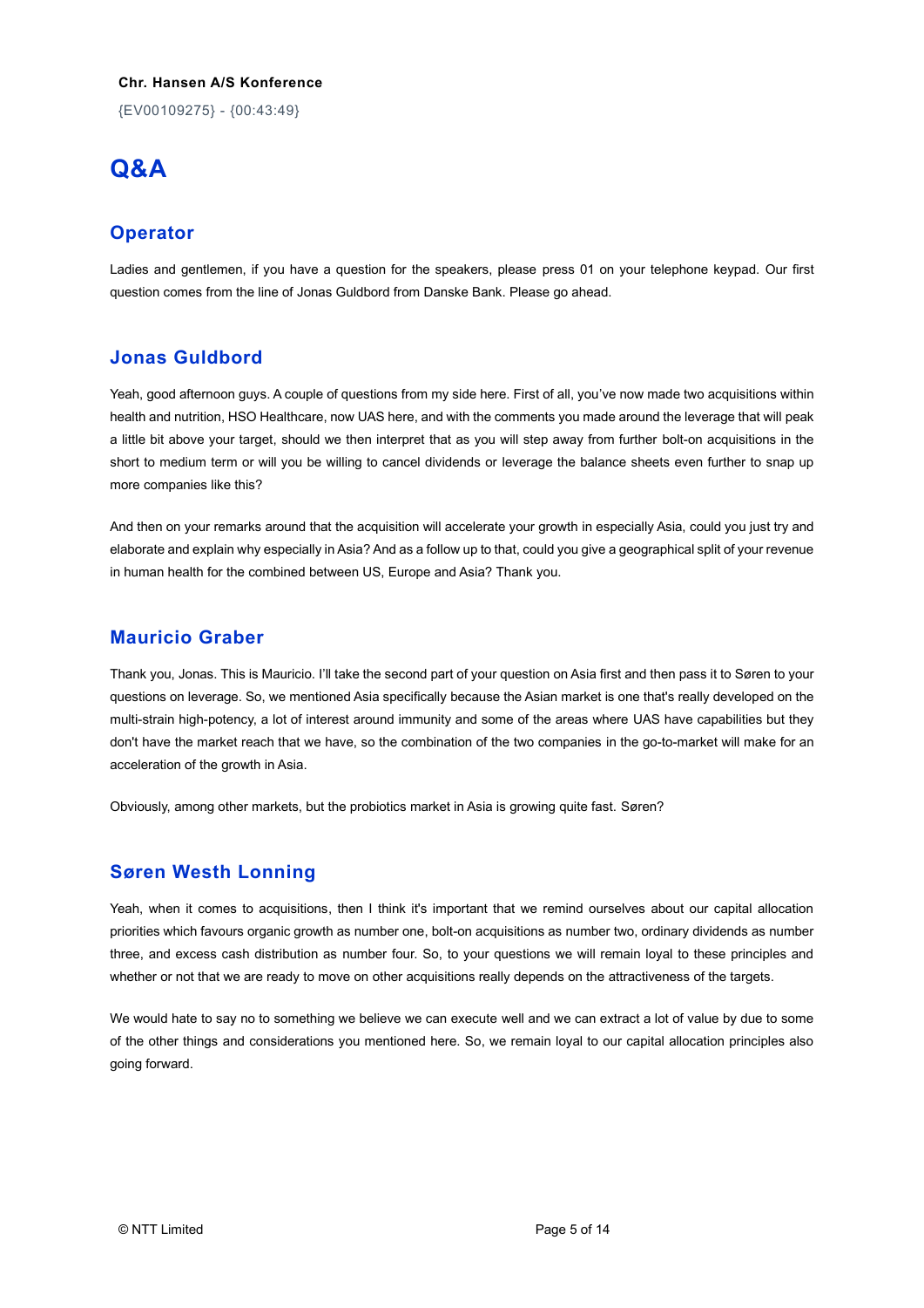# Q&A

## Operator

Ladies and gentlemen, if you have a question for the speakers, please press 01 on your telephone keypad. Our first question comes from the line of Jonas Guldbord from Danske Bank. Please go ahead.

## Jonas Guldbord

Yeah, good afternoon guys. A couple of questions from my side here. First of all, you've now made two acquisitions within health and nutrition, HSO Healthcare, now UAS here, and with the comments you made around the leverage that will peak a little bit above your target, should we then interpret that as you will step away from further bolt-on acquisitions in the short to medium term or will you be willing to cancel dividends or leverage the balance sheets even further to snap up more companies like this?

And then on your remarks around that the acquisition will accelerate your growth in especially Asia, could you just try and elaborate and explain why especially in Asia? And as a follow up to that, could you give a geographical split of your revenue in human health for the combined between US, Europe and Asia? Thank you.

## Mauricio Graber

Thank you, Jonas. This is Mauricio. I'll take the second part of your question on Asia first and then pass it to Søren to your questions on leverage. So, we mentioned Asia specifically because the Asian market is one that's really developed on the multi-strain high-potency, a lot of interest around immunity and some of the areas where UAS have capabilities but they don't have the market reach that we have, so the combination of the two companies in the go-to-market will make for an acceleration of the growth in Asia.

Obviously, among other markets, but the probiotics market in Asia is growing quite fast. Søren?

## Søren Westh Lonning

Yeah, when it comes to acquisitions, then I think it's important that we remind ourselves about our capital allocation priorities which favours organic growth as number one, bolt-on acquisitions as number two, ordinary dividends as number three, and excess cash distribution as number four. So, to your questions we will remain loyal to these principles and whether or not that we are ready to move on other acquisitions really depends on the attractiveness of the targets.

We would hate to say no to something we believe we can execute well and we can extract a lot of value by due to some of the other things and considerations you mentioned here. So, we remain loyal to our capital allocation principles also going forward.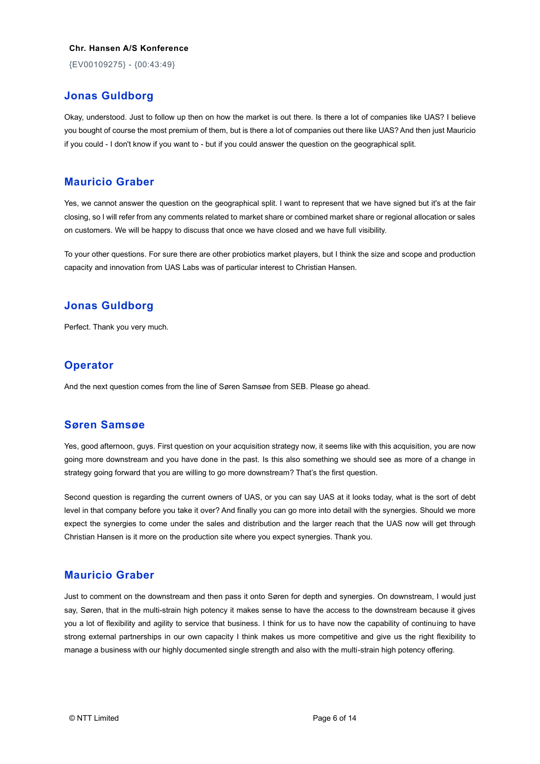## Jonas Guldborg

Okay, understood. Just to follow up then on how the market is out there. Is there a lot of companies like UAS? I believe you bought of course the most premium of them, but is there a lot of companies out there like UAS? And then just Mauricio if you could - I don't know if you want to - but if you could answer the question on the geographical split.

## Mauricio Graber

Yes, we cannot answer the question on the geographical split. I want to represent that we have signed but it's at the fair closing, so I will refer from any comments related to market share or combined market share or regional allocation or sales on customers. We will be happy to discuss that once we have closed and we have full visibility.

To your other questions. For sure there are other probiotics market players, but I think the size and scope and production capacity and innovation from UAS Labs was of particular interest to Christian Hansen.

## Jonas Guldborg

Perfect. Thank you very much.

## Operator

And the next question comes from the line of Søren Samsøe from SEB. Please go ahead.

## Søren Samsøe

Yes, good afternoon, guys. First question on your acquisition strategy now, it seems like with this acquisition, you are now going more downstream and you have done in the past. Is this also something we should see as more of a change in strategy going forward that you are willing to go more downstream? That's the first question.

Second question is regarding the current owners of UAS, or you can say UAS at it looks today, what is the sort of debt level in that company before you take it over? And finally you can go more into detail with the synergies. Should we more expect the synergies to come under the sales and distribution and the larger reach that the UAS now will get through Christian Hansen is it more on the production site where you expect synergies. Thank you.

## Mauricio Graber

Just to comment on the downstream and then pass it onto Søren for depth and synergies. On downstream, I would just say, Søren, that in the multi-strain high potency it makes sense to have the access to the downstream because it gives you a lot of flexibility and agility to service that business. I think for us to have now the capability of continuing to have strong external partnerships in our own capacity I think makes us more competitive and give us the right flexibility to manage a business with our highly documented single strength and also with the multi-strain high potency offering.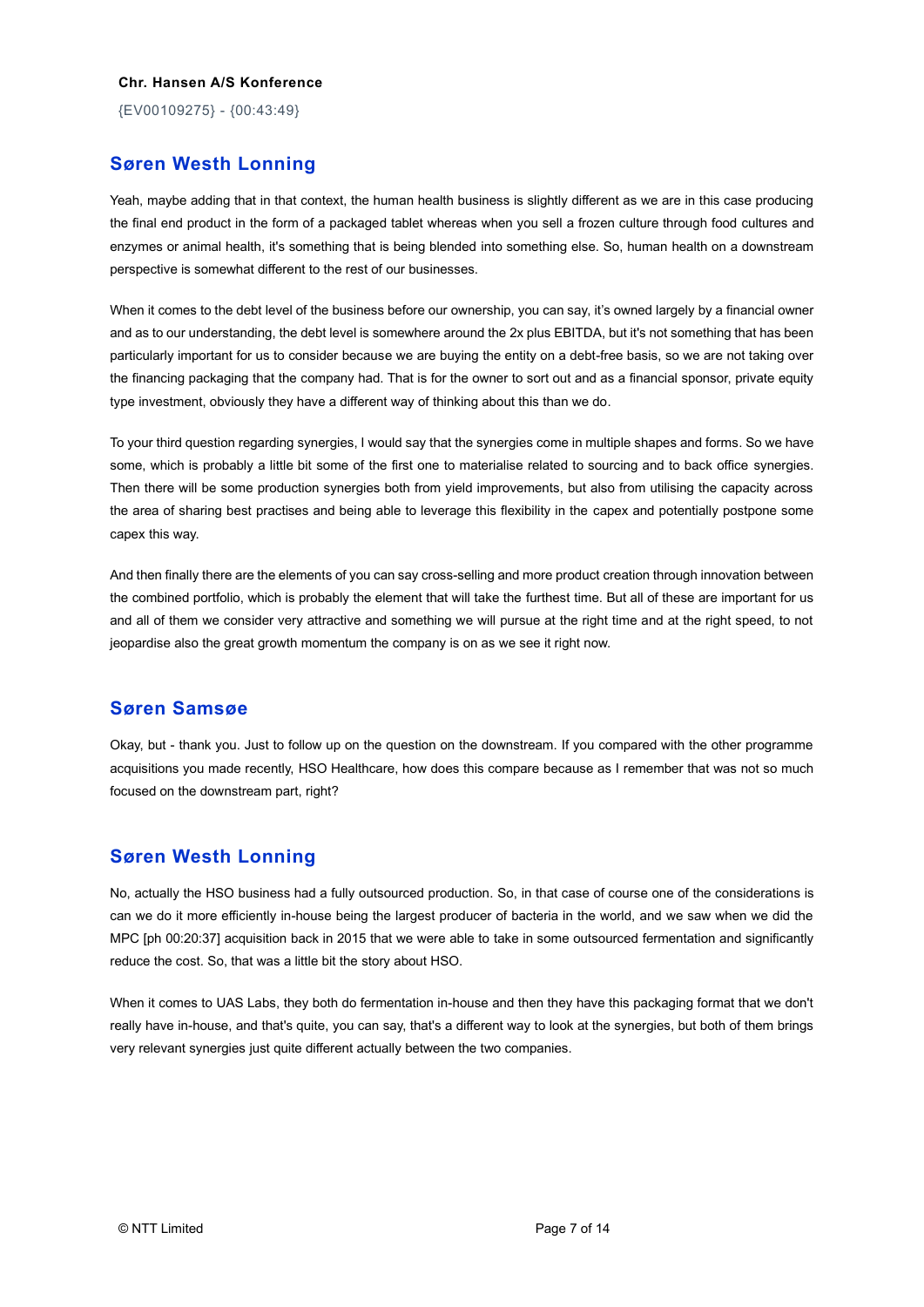## Søren Westh Lonning

Yeah, maybe adding that in that context, the human health business is slightly different as we are in this case producing the final end product in the form of a packaged tablet whereas when you sell a frozen culture through food cultures and enzymes or animal health, it's something that is being blended into something else. So, human health on a downstream perspective is somewhat different to the rest of our businesses.

When it comes to the debt level of the business before our ownership, you can say, it's owned largely by a financial owner and as to our understanding, the debt level is somewhere around the 2x plus EBITDA, but it's not something that has been particularly important for us to consider because we are buying the entity on a debt-free basis, so we are not taking over the financing packaging that the company had. That is for the owner to sort out and as a financial sponsor, private equity type investment, obviously they have a different way of thinking about this than we do.

To your third question regarding synergies, I would say that the synergies come in multiple shapes and forms. So we have some, which is probably a little bit some of the first one to materialise related to sourcing and to back office synergies. Then there will be some production synergies both from yield improvements, but also from utilising the capacity across the area of sharing best practises and being able to leverage this flexibility in the capex and potentially postpone some capex this way.

And then finally there are the elements of you can say cross-selling and more product creation through innovation between the combined portfolio, which is probably the element that will take the furthest time. But all of these are important for us and all of them we consider very attractive and something we will pursue at the right time and at the right speed, to not jeopardise also the great growth momentum the company is on as we see it right now.

## Søren Samsøe

Okay, but - thank you. Just to follow up on the question on the downstream. If you compared with the other programme acquisitions you made recently, HSO Healthcare, how does this compare because as I remember that was not so much focused on the downstream part, right?

## Søren Westh Lonning

No, actually the HSO business had a fully outsourced production. So, in that case of course one of the considerations is can we do it more efficiently in-house being the largest producer of bacteria in the world, and we saw when we did the MPC [ph 00:20:37] acquisition back in 2015 that we were able to take in some outsourced fermentation and significantly reduce the cost. So, that was a little bit the story about HSO.

When it comes to UAS Labs, they both do fermentation in-house and then they have this packaging format that we don't really have in-house, and that's quite, you can say, that's a different way to look at the synergies, but both of them brings very relevant synergies just quite different actually between the two companies.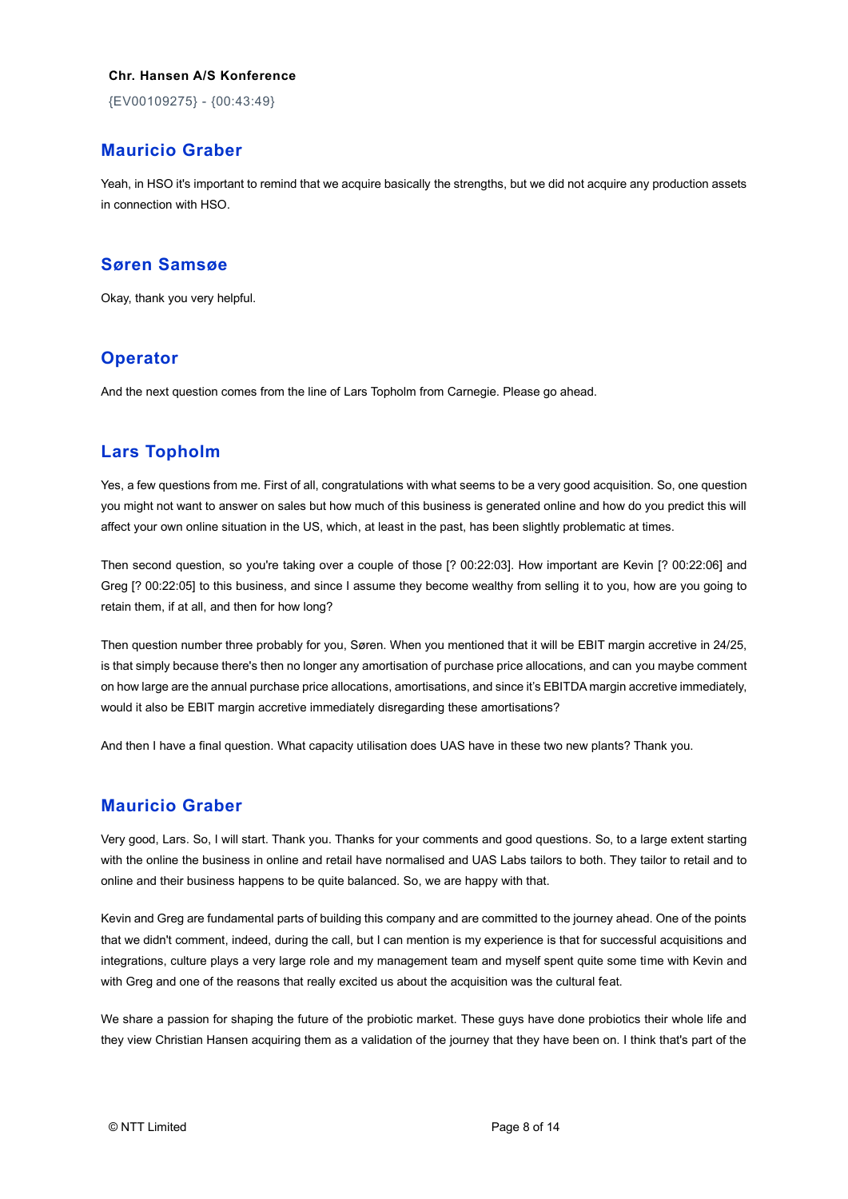**Chr. Hansen A/S Konference**

{EV00109275} - {00:43:49}

## Mauricio Graber

Yeah, in HSO it's important to remind that we acquire basically the strengths, but we did not acquire any production assets in connection with HSO.

## Søren Samsøe

Okay, thank you very helpful.

## Operator

And the next question comes from the line of Lars Topholm from Carnegie. Please go ahead.

## Lars Topholm

Yes, a few questions from me. First of all, congratulations with what seems to be a very good acquisition. So, one question you might not want to answer on sales but how much of this business is generated online and how do you predict this will affect your own online situation in the US, which, at least in the past, has been slightly problematic at times.

Then second question, so you're taking over a couple of those [? 00:22:03]. How important are Kevin [? 00:22:06] and Greg [? 00:22:05] to this business, and since I assume they become wealthy from selling it to you, how are you going to retain them, if at all, and then for how long?

Then question number three probably for you, Søren. When you mentioned that it will be EBIT margin accretive in 24/25, is that simply because there's then no longer any amortisation of purchase price allocations, and can you maybe comment on how large are the annual purchase price allocations, amortisations, and since it's EBITDA margin accretive immediately, would it also be EBIT margin accretive immediately disregarding these amortisations?

And then I have a final question. What capacity utilisation does UAS have in these two new plants? Thank you.

## Mauricio Graber

Very good, Lars. So, I will start. Thank you. Thanks for your comments and good questions. So, to a large extent starting with the online the business in online and retail have normalised and UAS Labs tailors to both. They tailor to retail and to online and their business happens to be quite balanced. So, we are happy with that.

Kevin and Greg are fundamental parts of building this company and are committed to the journey ahead. One of the points that we didn't comment, indeed, during the call, but I can mention is my experience is that for successful acquisitions and integrations, culture plays a very large role and my management team and myself spent quite some time with Kevin and with Greg and one of the reasons that really excited us about the acquisition was the cultural feat.

We share a passion for shaping the future of the probiotic market. These guys have done probiotics their whole life and they view Christian Hansen acquiring them as a validation of the journey that they have been on. I think that's part of the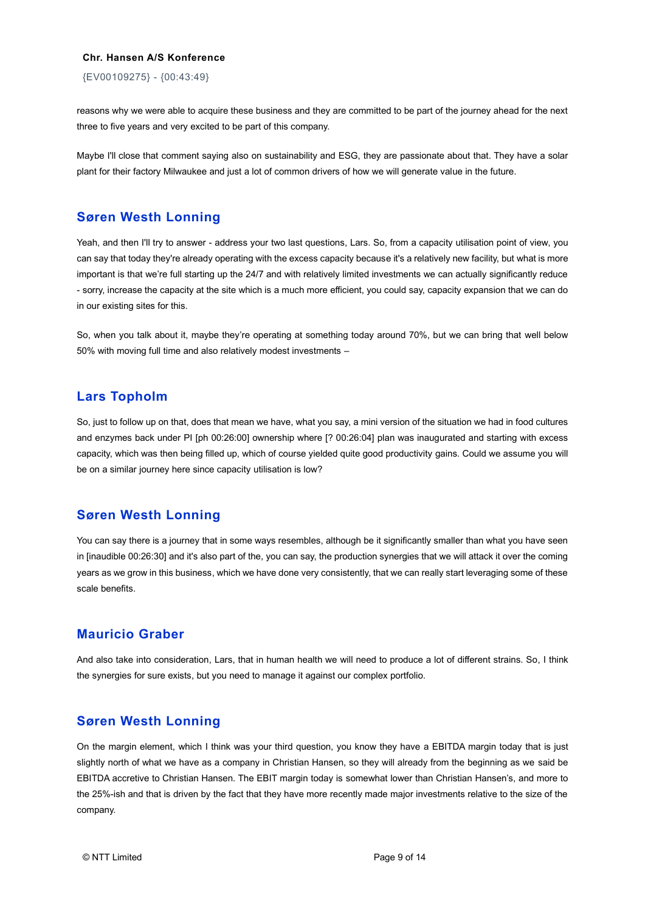reasons why we were able to acquire these business and they are committed to be part of the journey ahead for the next three to five years and very excited to be part of this company.

Maybe I'll close that comment saying also on sustainability and ESG, they are passionate about that. They have a solar plant for their factory Milwaukee and just a lot of common drivers of how we will generate value in the future.

## Søren Westh Lonning

Yeah, and then I'll try to answer - address your two last questions, Lars. So, from a capacity utilisation point of view, you can say that today they're already operating with the excess capacity because it's a relatively new facility, but what is more important is that we're full starting up the 24/7 and with relatively limited investments we can actually significantly reduce - sorry, increase the capacity at the site which is a much more efficient, you could say, capacity expansion that we can do in our existing sites for this.

So, when you talk about it, maybe they're operating at something today around 70%, but we can bring that well below 50% with moving full time and also relatively modest investments –

## Lars Topholm

So, just to follow up on that, does that mean we have, what you say, a mini version of the situation we had in food cultures and enzymes back under PI [ph 00:26:00] ownership where [? 00:26:04] plan was inaugurated and starting with excess capacity, which was then being filled up, which of course yielded quite good productivity gains. Could we assume you will be on a similar journey here since capacity utilisation is low?

## Søren Westh Lonning

You can say there is a journey that in some ways resembles, although be it significantly smaller than what you have seen in [inaudible 00:26:30] and it's also part of the, you can say, the production synergies that we will attack it over the coming years as we grow in this business, which we have done very consistently, that we can really start leveraging some of these scale benefits.

## Mauricio Graber

And also take into consideration, Lars, that in human health we will need to produce a lot of different strains. So, I think the synergies for sure exists, but you need to manage it against our complex portfolio.

## Søren Westh Lonning

On the margin element, which I think was your third question, you know they have a EBITDA margin today that is just slightly north of what we have as a company in Christian Hansen, so they will already from the beginning as we said be EBITDA accretive to Christian Hansen. The EBIT margin today is somewhat lower than Christian Hansen's, and more to the 25%-ish and that is driven by the fact that they have more recently made major investments relative to the size of the company.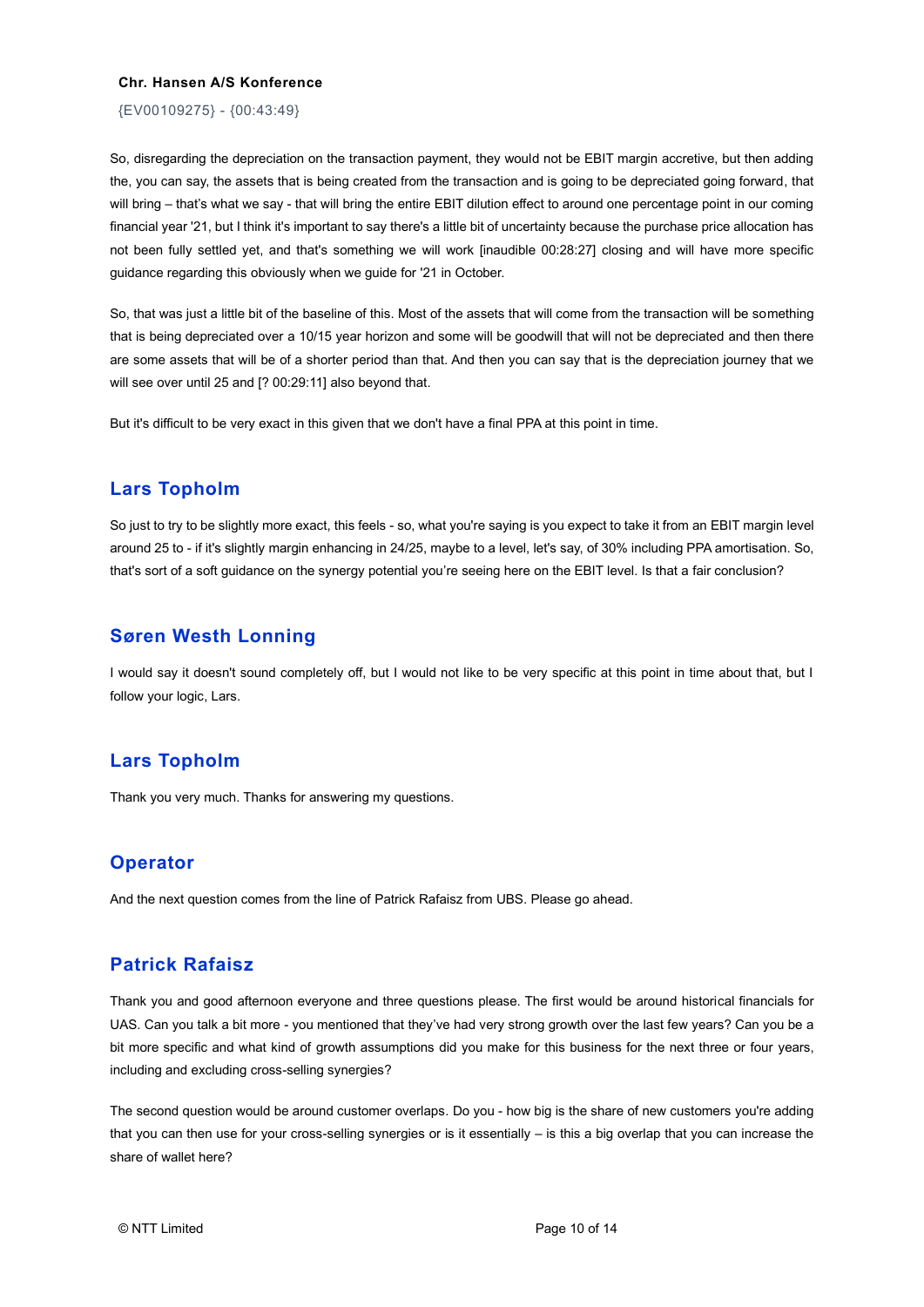So, disregarding the depreciation on the transaction payment, they would not be EBIT margin accretive, but then adding the, you can say, the assets that is being created from the transaction and is going to be depreciated going forward, that will bring – that's what we say - that will bring the entire EBIT dilution effect to around one percentage point in our coming financial year '21, but I think it's important to say there's a little bit of uncertainty because the purchase price allocation has not been fully settled yet, and that's something we will work [inaudible 00:28:27] closing and will have more specific guidance regarding this obviously when we guide for '21 in October.

So, that was just a little bit of the baseline of this. Most of the assets that will come from the transaction will be something that is being depreciated over a 10/15 year horizon and some will be goodwill that will not be depreciated and then there are some assets that will be of a shorter period than that. And then you can say that is the depreciation journey that we will see over until 25 and [? 00:29:11] also beyond that.

But it's difficult to be very exact in this given that we don't have a final PPA at this point in time.

## Lars Topholm

So just to try to be slightly more exact, this feels - so, what you're saying is you expect to take it from an EBIT margin level around 25 to - if it's slightly margin enhancing in 24/25, maybe to a level, let's say, of 30% including PPA amortisation. So, that's sort of a soft guidance on the synergy potential you're seeing here on the EBIT level. Is that a fair conclusion?

## Søren Westh Lonning

I would say it doesn't sound completely off, but I would not like to be very specific at this point in time about that, but I follow your logic, Lars.

## Lars Topholm

Thank you very much. Thanks for answering my questions.

## Operator

And the next question comes from the line of Patrick Rafaisz from UBS. Please go ahead.

## Patrick Rafaisz

Thank you and good afternoon everyone and three questions please. The first would be around historical financials for UAS. Can you talk a bit more - you mentioned that they've had very strong growth over the last few years? Can you be a bit more specific and what kind of growth assumptions did you make for this business for the next three or four years, including and excluding cross-selling synergies?

The second question would be around customer overlaps. Do you - how big is the share of new customers you're adding that you can then use for your cross-selling synergies or is it essentially – is this a big overlap that you can increase the share of wallet here?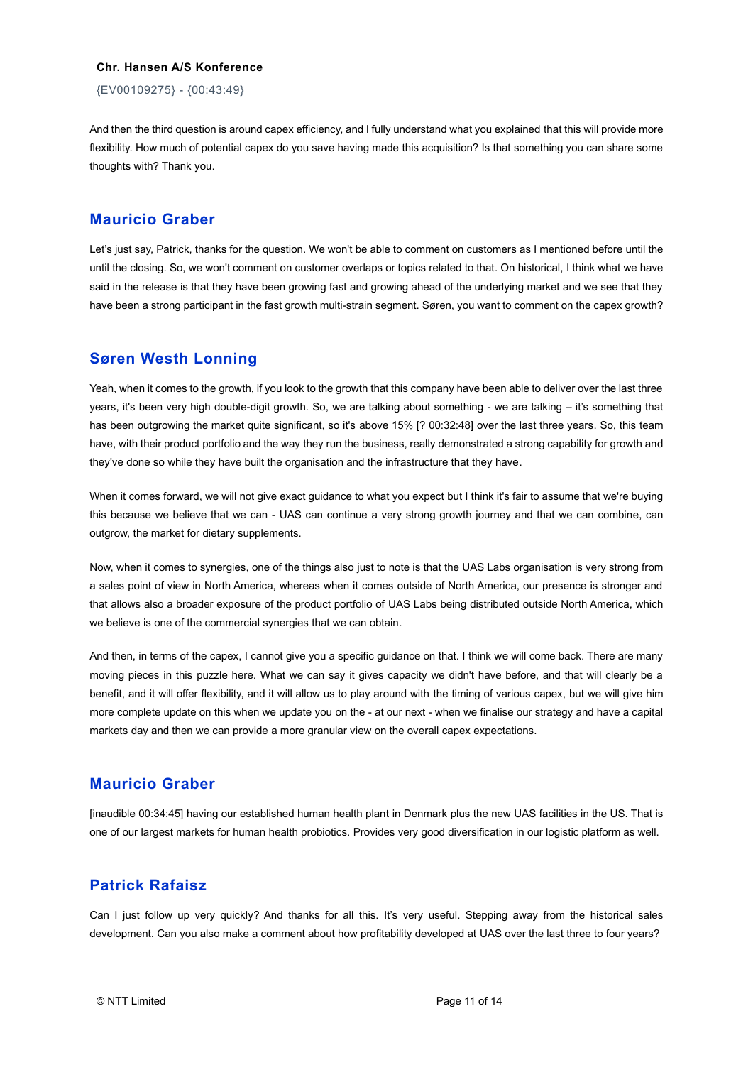And then the third question is around capex efficiency, and I fully understand what you explained that this will provide more flexibility. How much of potential capex do you save having made this acquisition? Is that something you can share some thoughts with? Thank you.

## Mauricio Graber

Let's just say, Patrick, thanks for the question. We won't be able to comment on customers as I mentioned before until the until the closing. So, we won't comment on customer overlaps or topics related to that. On historical, I think what we have said in the release is that they have been growing fast and growing ahead of the underlying market and we see that they have been a strong participant in the fast growth multi-strain segment. Søren, you want to comment on the capex growth?

## Søren Westh Lonning

Yeah, when it comes to the growth, if you look to the growth that this company have been able to deliver over the last three years, it's been very high double-digit growth. So, we are talking about something - we are talking – it's something that has been outgrowing the market quite significant, so it's above 15% [? 00:32:48] over the last three years. So, this team have, with their product portfolio and the way they run the business, really demonstrated a strong capability for growth and they've done so while they have built the organisation and the infrastructure that they have.

When it comes forward, we will not give exact guidance to what you expect but I think it's fair to assume that we're buying this because we believe that we can - UAS can continue a very strong growth journey and that we can combine, can outgrow, the market for dietary supplements.

Now, when it comes to synergies, one of the things also just to note is that the UAS Labs organisation is very strong from a sales point of view in North America, whereas when it comes outside of North America, our presence is stronger and that allows also a broader exposure of the product portfolio of UAS Labs being distributed outside North America, which we believe is one of the commercial synergies that we can obtain.

And then, in terms of the capex, I cannot give you a specific guidance on that. I think we will come back. There are many moving pieces in this puzzle here. What we can say it gives capacity we didn't have before, and that will clearly be a benefit, and it will offer flexibility, and it will allow us to play around with the timing of various capex, but we will give him more complete update on this when we update you on the - at our next - when we finalise our strategy and have a capital markets day and then we can provide a more granular view on the overall capex expectations.

## Mauricio Graber

[inaudible 00:34:45] having our established human health plant in Denmark plus the new UAS facilities in the US. That is one of our largest markets for human health probiotics. Provides very good diversification in our logistic platform as well.

## Patrick Rafaisz

Can I just follow up very quickly? And thanks for all this. It's very useful. Stepping away from the historical sales development. Can you also make a comment about how profitability developed at UAS over the last three to four years?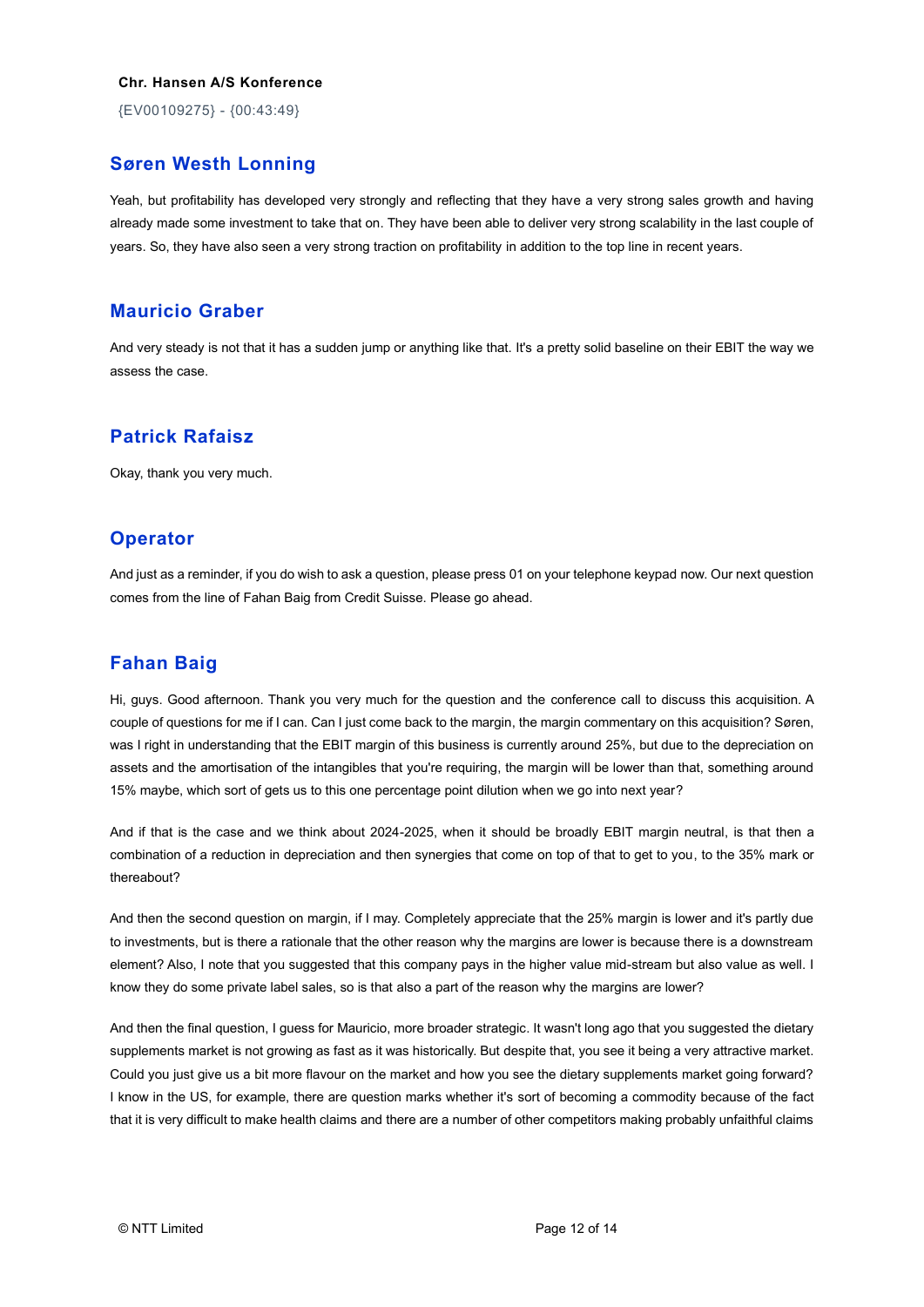## Søren Westh Lonning

Yeah, but profitability has developed very strongly and reflecting that they have a very strong sales growth and having already made some investment to take that on. They have been able to deliver very strong scalability in the last couple of years. So, they have also seen a very strong traction on profitability in addition to the top line in recent years.

## Mauricio Graber

And very steady is not that it has a sudden jump or anything like that. It's a pretty solid baseline on their EBIT the way we assess the case.

## Patrick Rafaisz

Okay, thank you very much.

## Operator

And just as a reminder, if you do wish to ask a question, please press 01 on your telephone keypad now. Our next question comes from the line of Fahan Baig from Credit Suisse. Please go ahead.

## Fahan Baig

Hi, guys. Good afternoon. Thank you very much for the question and the conference call to discuss this acquisition. A couple of questions for me if I can. Can I just come back to the margin, the margin commentary on this acquisition? Søren, was I right in understanding that the EBIT margin of this business is currently around 25%, but due to the depreciation on assets and the amortisation of the intangibles that you're requiring, the margin will be lower than that, something around 15% maybe, which sort of gets us to this one percentage point dilution when we go into next year?

And if that is the case and we think about 2024-2025, when it should be broadly EBIT margin neutral, is that then a combination of a reduction in depreciation and then synergies that come on top of that to get to you, to the 35% mark or thereabout?

And then the second question on margin, if I may. Completely appreciate that the 25% margin is lower and it's partly due to investments, but is there a rationale that the other reason why the margins are lower is because there is a downstream element? Also, I note that you suggested that this company pays in the higher value mid-stream but also value as well. I know they do some private label sales, so is that also a part of the reason why the margins are lower?

And then the final question, I guess for Mauricio, more broader strategic. It wasn't long ago that you suggested the dietary supplements market is not growing as fast as it was historically. But despite that, you see it being a very attractive market. Could you just give us a bit more flavour on the market and how you see the dietary supplements market going forward? I know in the US, for example, there are question marks whether it's sort of becoming a commodity because of the fact that it is very difficult to make health claims and there are a number of other competitors making probably unfaithful claims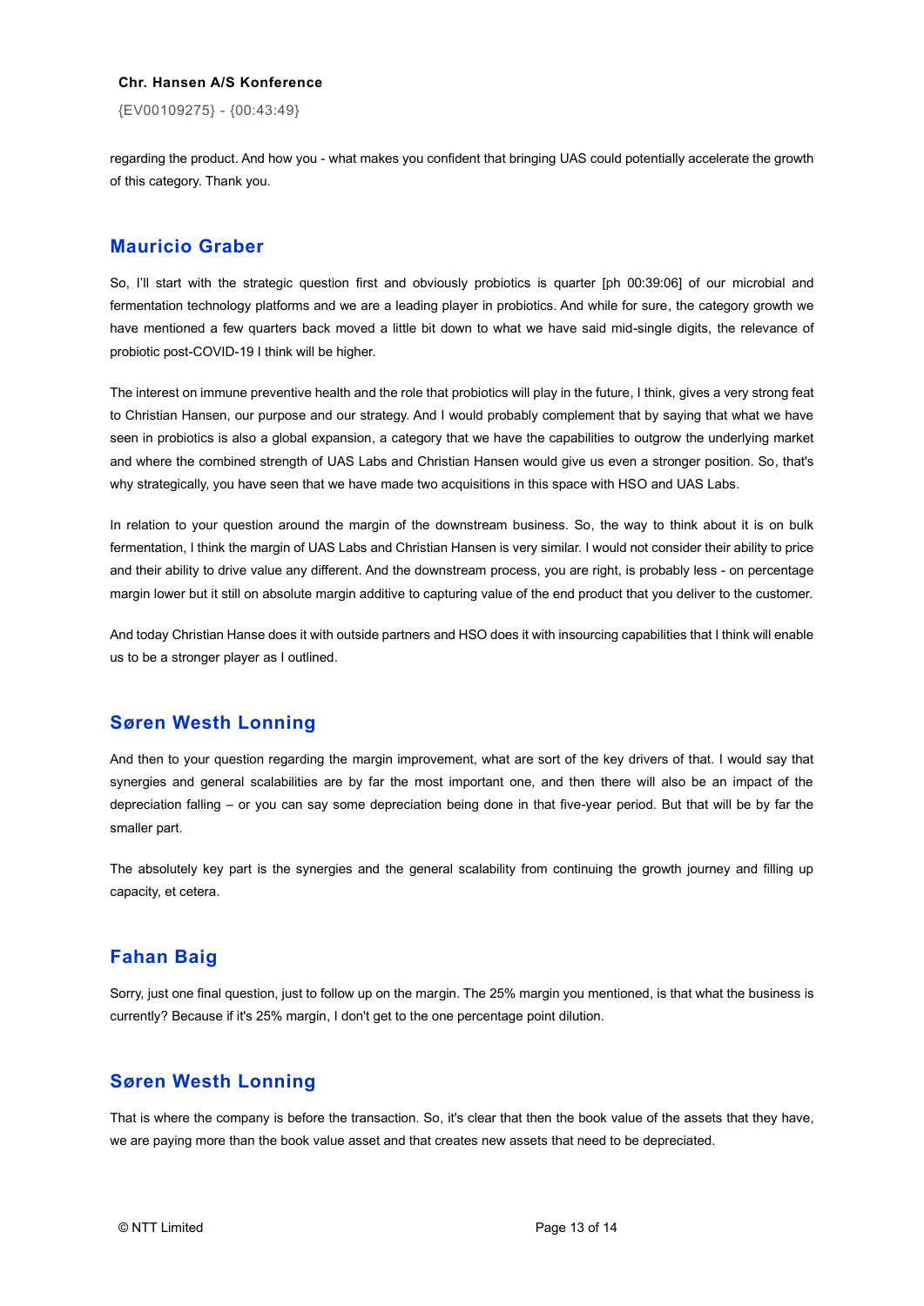regarding the product. And how you - what makes you confident that bringing UAS could potentially accelerate the growth of this category. Thank you.

## Mauricio Graber

So, I'll start with the strategic question first and obviously probiotics is quarter [ph 00:39:06] of our microbial and fermentation technology platforms and we are a leading player in probiotics. And while for sure, the category growth we have mentioned a few quarters back moved a little bit down to what we have said mid-single digits, the relevance of probiotic post-COVID-19 I think will be higher.

The interest on immune preventive health and the role that probiotics will play in the future, I think, gives a very strong feat to Christian Hansen, our purpose and our strategy. And I would probably complement that by saying that what we have seen in probiotics is also a global expansion, a category that we have the capabilities to outgrow the underlying market and where the combined strength of UAS Labs and Christian Hansen would give us even a stronger position. So, that's why strategically, you have seen that we have made two acquisitions in this space with HSO and UAS Labs.

In relation to your question around the margin of the downstream business. So, the way to think about it is on bulk fermentation, I think the margin of UAS Labs and Christian Hansen is very similar. I would not consider their ability to price and their ability to drive value any different. And the downstream process, you are right, is probably less - on percentage margin lower but it still on absolute margin additive to capturing value of the end product that you deliver to the customer.

And today Christian Hanse does it with outside partners and HSO does it with insourcing capabilities that I think will enable us to be a stronger player as I outlined.

## Søren Westh Lonning

And then to your question regarding the margin improvement, what are sort of the key drivers of that. I would say that synergies and general scalabilities are by far the most important one, and then there will also be an impact of the depreciation falling – or you can say some depreciation being done in that five-year period. But that will be by far the smaller part.

The absolutely key part is the synergies and the general scalability from continuing the growth journey and filling up capacity, et cetera.

## Fahan Baig

Sorry, just one final question, just to follow up on the margin. The 25% margin you mentioned, is that what the business is currently? Because if it's 25% margin, I don't get to the one percentage point dilution.

## Søren Westh Lonning

That is where the company is before the transaction. So, it's clear that then the book value of the assets that they have, we are paying more than the book value asset and that creates new assets that need to be depreciated.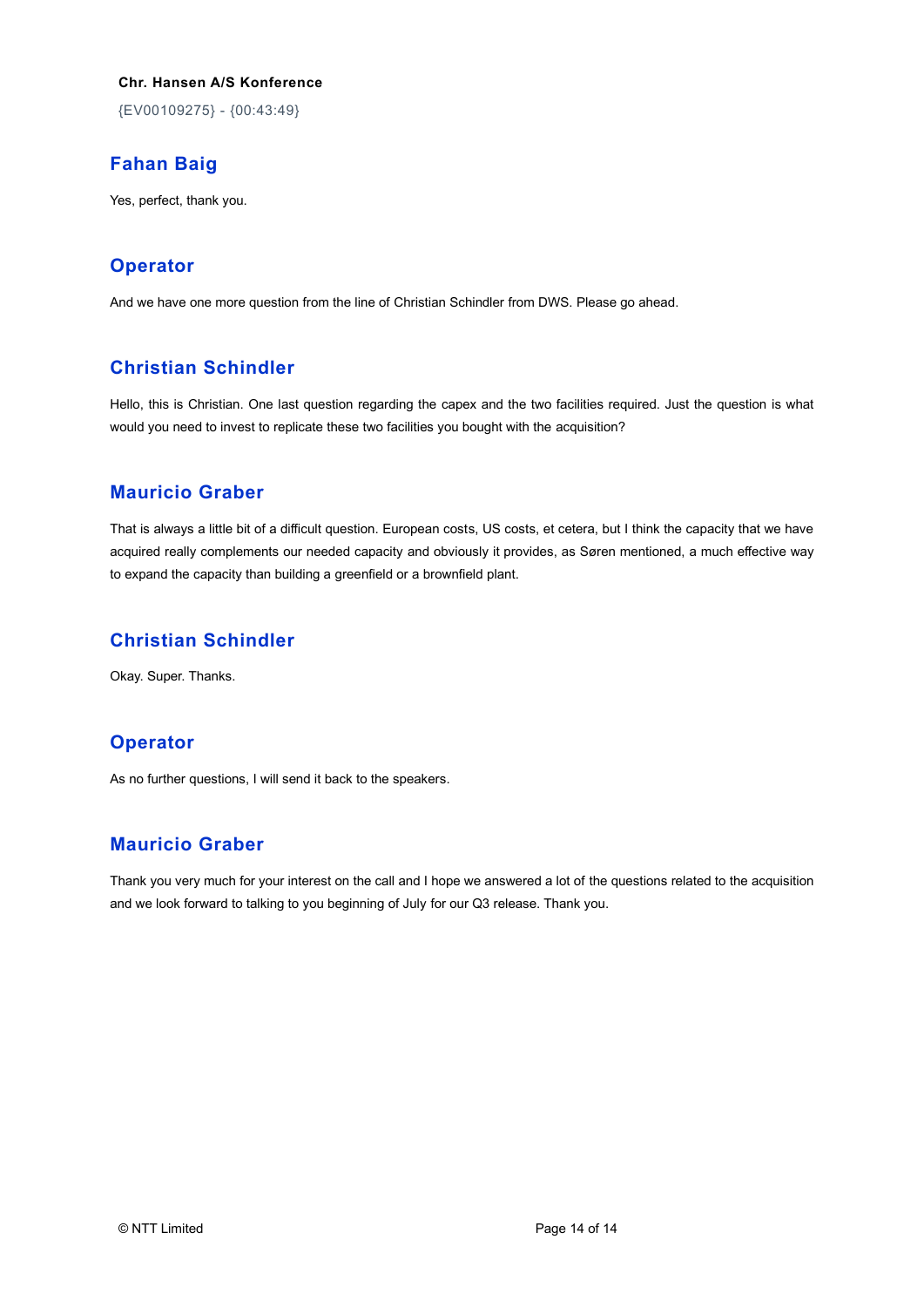## Fahan Baig

Yes, perfect, thank you.

## Operator

And we have one more question from the line of Christian Schindler from DWS. Please go ahead.

## Christian Schindler

Hello, this is Christian. One last question regarding the capex and the two facilities required. Just the question is what would you need to invest to replicate these two facilities you bought with the acquisition?

## Mauricio Graber

That is always a little bit of a difficult question. European costs, US costs, et cetera, but I think the capacity that we have acquired really complements our needed capacity and obviously it provides, as Søren mentioned, a much effective way to expand the capacity than building a greenfield or a brownfield plant.

## Christian Schindler

Okay. Super. Thanks.

## Operator

As no further questions, I will send it back to the speakers.

## Mauricio Graber

Thank you very much for your interest on the call and I hope we answered a lot of the questions related to the acquisition and we look forward to talking to you beginning of July for our Q3 release. Thank you.